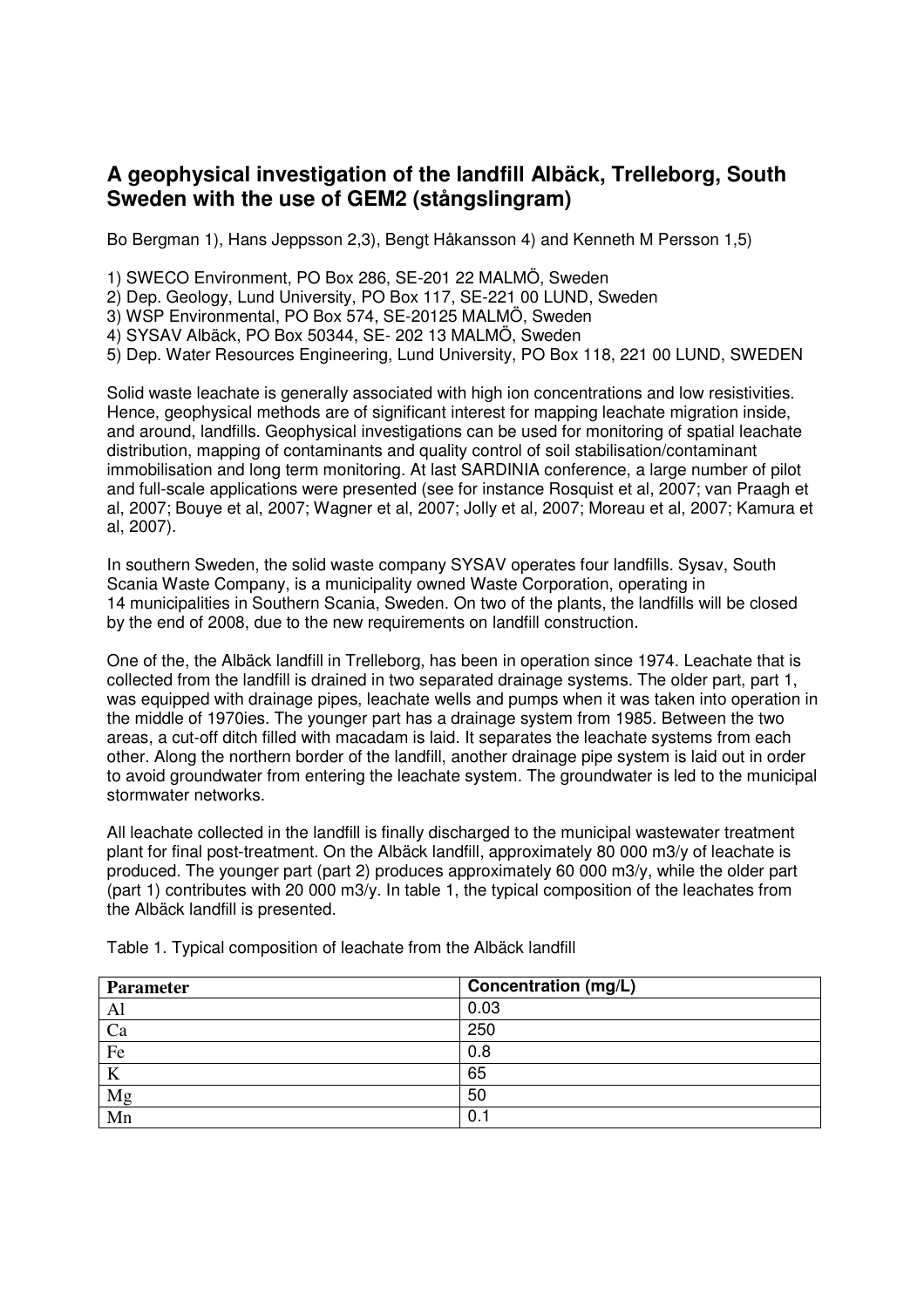# A geophysical investigation of the landfill Albäck, Trelleborg, South Sweden with the use of GEM2 (stångslingram)

Bo Bergman 1), Hans Jeppsson 2,3), Bengt Håkansson 4) and Kenneth M Persson 1,5)

1) SWECO Environment, PO Box 286, SE-201 22 MALMÖ, Sweden
2) Dep. Geology, Lund University, PO Box 117, SE-221 00 LUND, Sweden
3) WSP Environmental, PO Box 574, SE-20125 MALMÖ, Sweden
4) SYSAV Albäck, PO Box 50344, SE- 202 13 MALMÖ, Sweden
5) Dep. Water Resources Engineering, Lund University, PO Box 118, 221 00 LUND, SWEDEN

Solid waste leachate is generally associated with high ion concentrations and low resistivities. Hence, geophysical methods are of significant interest for mapping leachate migration inside, and around, landfills. Geophysical investigations can be used for monitoring of spatial leachate distribution, mapping of contaminants and quality control of soil stabilisation/contaminant immobilisation and long term monitoring. At last SARDINIA conference, a large number of pilot and full-scale applications were presented (see for instance Rosquist et al, 2007; van Praagh et al, 2007; Bouye et al, 2007; Wagner et al, 2007; Jolly et al, 2007; Moreau et al, 2007; Kamura et al, 2007).

In southern Sweden, the solid waste company SYSAV operates four landfills. Sysav, South Scania Waste Company, is a municipality owned Waste Corporation, operating in 14 municipalities in Southern Scania, Sweden. On two of the plants, the landfills will be closed by the end of 2008, due to the new requirements on landfill construction.

One of the, the Albäck landfill in Trelleborg, has been in operation since 1974. Leachate that is collected from the landfill is drained in two separated drainage systems. The older part, part 1, was equipped with drainage pipes, leachate wells and pumps when it was taken into operation in the middle of 1970ies. The younger part has a drainage system from 1985. Between the two areas, a cut-off ditch filled with macadam is laid. It separates the leachate systems from each other. Along the northern border of the landfill, another drainage pipe system is laid out in order to avoid groundwater from entering the leachate system. The groundwater is led to the municipal stormwater networks.

All leachate collected in the landfill is finally discharged to the municipal wastewater treatment plant for final post-treatment. On the Albäck landfill, approximately 80 000 m3/y of leachate is produced. The younger part (part 2) produces approximately 60 000 m3/y, while the older part (part 1) contributes with 20 000 m3/y. In table 1, the typical composition of the leachates from the Albäck landfill is presented.

Table 1. Typical composition of leachate from the Albäck landfill

| Parameter | Concentration (mg/L) |
|---|---|
| Al | 0.03 |
| Ca | 250 |
| Fe | 0.8 |
| K | 65 |
| Mg | 50 |
| Mn | 0.1 |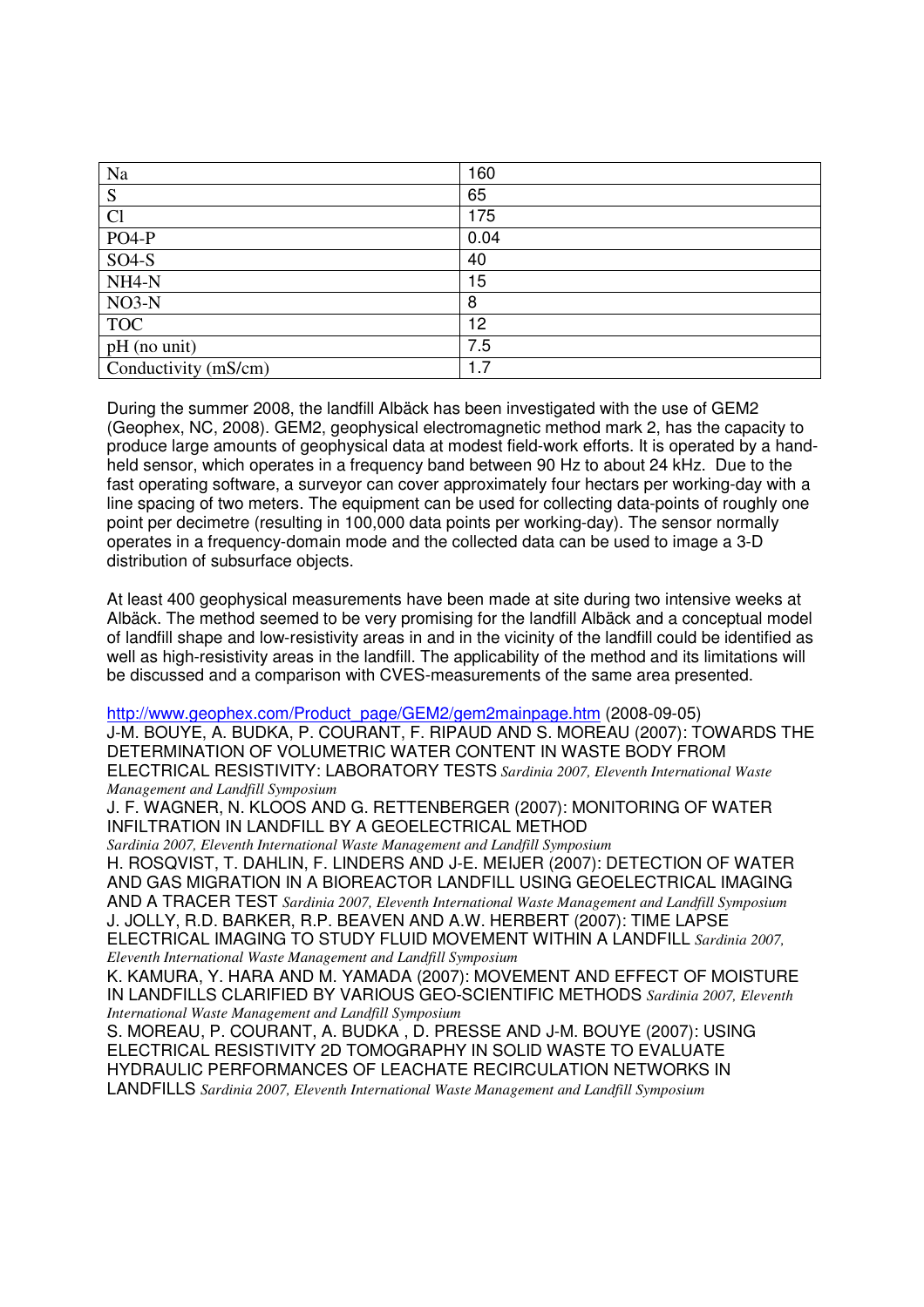| | |
|---|---|
| Na | 160 |
| S | 65 |
| Cl | 175 |
| PO4-P | 0.04 |
| SO4-S | 40 |
| NH4-N | 15 |
| NO3-N | 8 |
| TOC | 12 |
| pH (no unit) | 7.5 |
| Conductivity (mS/cm) | 1.7 |

During the summer 2008, the landfill Albäck has been investigated with the use of GEM2 (Geophex, NC, 2008). GEM2, geophysical electromagnetic method mark 2, has the capacity to produce large amounts of geophysical data at modest field-work efforts. It is operated by a hand-held sensor, which operates in a frequency band between 90 Hz to about 24 kHz. Due to the fast operating software, a surveyor can cover approximately four hectars per working-day with a line spacing of two meters. The equipment can be used for collecting data-points of roughly one point per decimetre (resulting in 100,000 data points per working-day). The sensor normally operates in a frequency-domain mode and the collected data can be used to image a 3-D distribution of subsurface objects.

At least 400 geophysical measurements have been made at site during two intensive weeks at Albäck. The method seemed to be very promising for the landfill Albäck and a conceptual model of landfill shape and low-resistivity areas in and in the vicinity of the landfill could be identified as well as high-resistivity areas in the landfill. The applicability of the method and its limitations will be discussed and a comparison with CVES-measurements of the same area presented.

http://www.geophex.com/Product_page/GEM2/gem2mainpage.htm (2008-09-05)

J-M. BOUYE, A. BUDKA, P. COURANT, F. RIPAUD AND S. MOREAU (2007): TOWARDS THE DETERMINATION OF VOLUMETRIC WATER CONTENT IN WASTE BODY FROM ELECTRICAL RESISTIVITY: LABORATORY TESTS *Sardinia 2007, Eleventh International Waste Management and Landfill Symposium*

J. F. WAGNER, N. KLOOS AND G. RETTENBERGER (2007): MONITORING OF WATER INFILTRATION IN LANDFILL BY A GEOELECTRICAL METHOD *Sardinia 2007, Eleventh International Waste Management and Landfill Symposium*

H. ROSQVIST, T. DAHLIN, F. LINDERS AND J-E. MEIJER (2007): DETECTION OF WATER AND GAS MIGRATION IN A BIOREACTOR LANDFILL USING GEOELECTRICAL IMAGING AND A TRACER TEST *Sardinia 2007, Eleventh International Waste Management and Landfill Symposium*

J. JOLLY, R.D. BARKER, R.P. BEAVEN AND A.W. HERBERT (2007): TIME LAPSE ELECTRICAL IMAGING TO STUDY FLUID MOVEMENT WITHIN A LANDFILL *Sardinia 2007, Eleventh International Waste Management and Landfill Symposium*

K. KAMURA, Y. HARA AND M. YAMADA (2007): MOVEMENT AND EFFECT OF MOISTURE IN LANDFILLS CLARIFIED BY VARIOUS GEO-SCIENTIFIC METHODS *Sardinia 2007, Eleventh International Waste Management and Landfill Symposium*

S. MOREAU, P. COURANT, A. BUDKA , D. PRESSE AND J-M. BOUYE (2007): USING ELECTRICAL RESISTIVITY 2D TOMOGRAPHY IN SOLID WASTE TO EVALUATE HYDRAULIC PERFORMANCES OF LEACHATE RECIRCULATION NETWORKS IN LANDFILLS *Sardinia 2007, Eleventh International Waste Management and Landfill Symposium*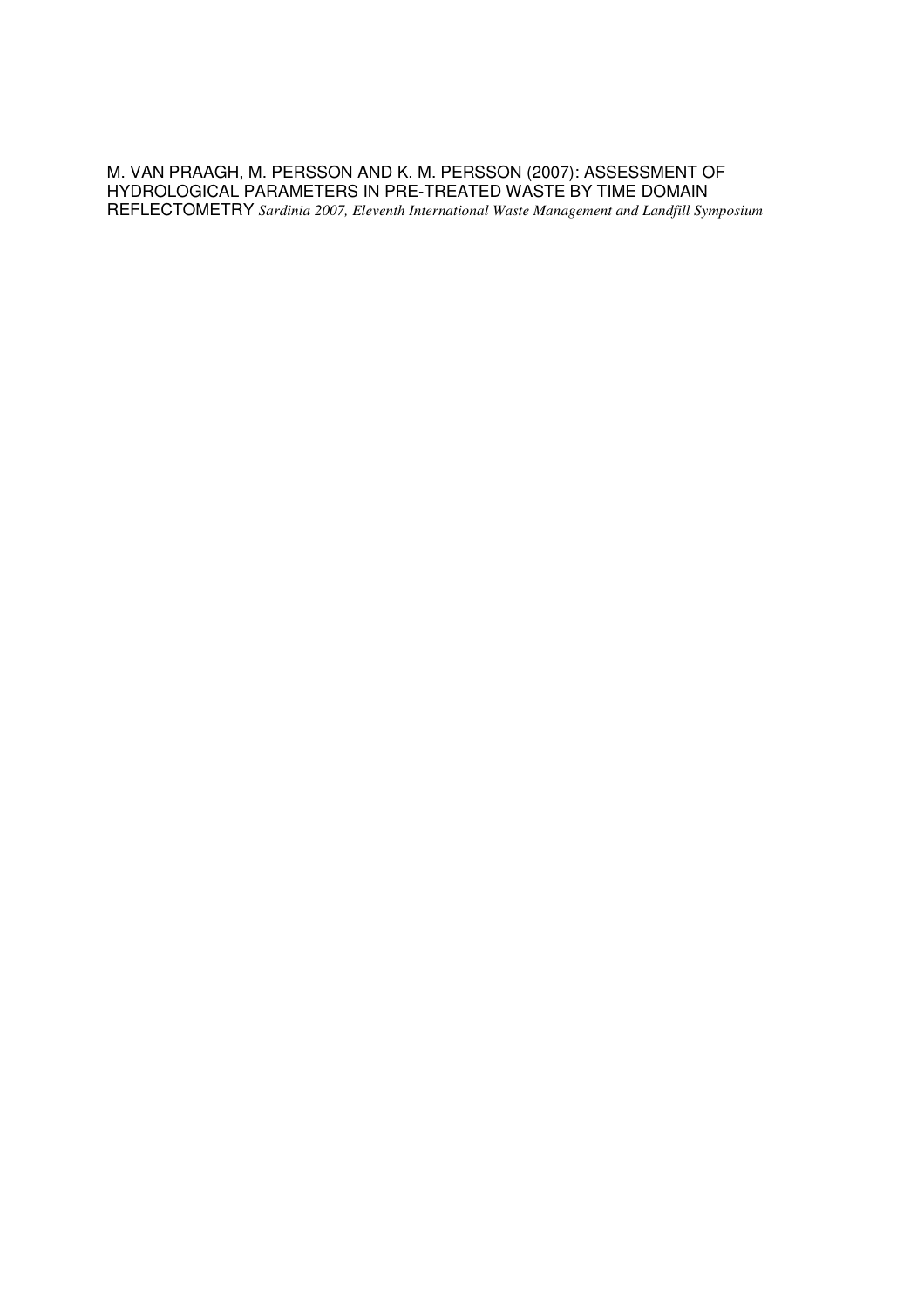M. VAN PRAAGH, M. PERSSON AND K. M. PERSSON (2007): ASSESSMENT OF HYDROLOGICAL PARAMETERS IN PRE-TREATED WASTE BY TIME DOMAIN REFLECTOMETRY *Sardinia 2007, Eleventh International Waste Management and Landfill Symposium*